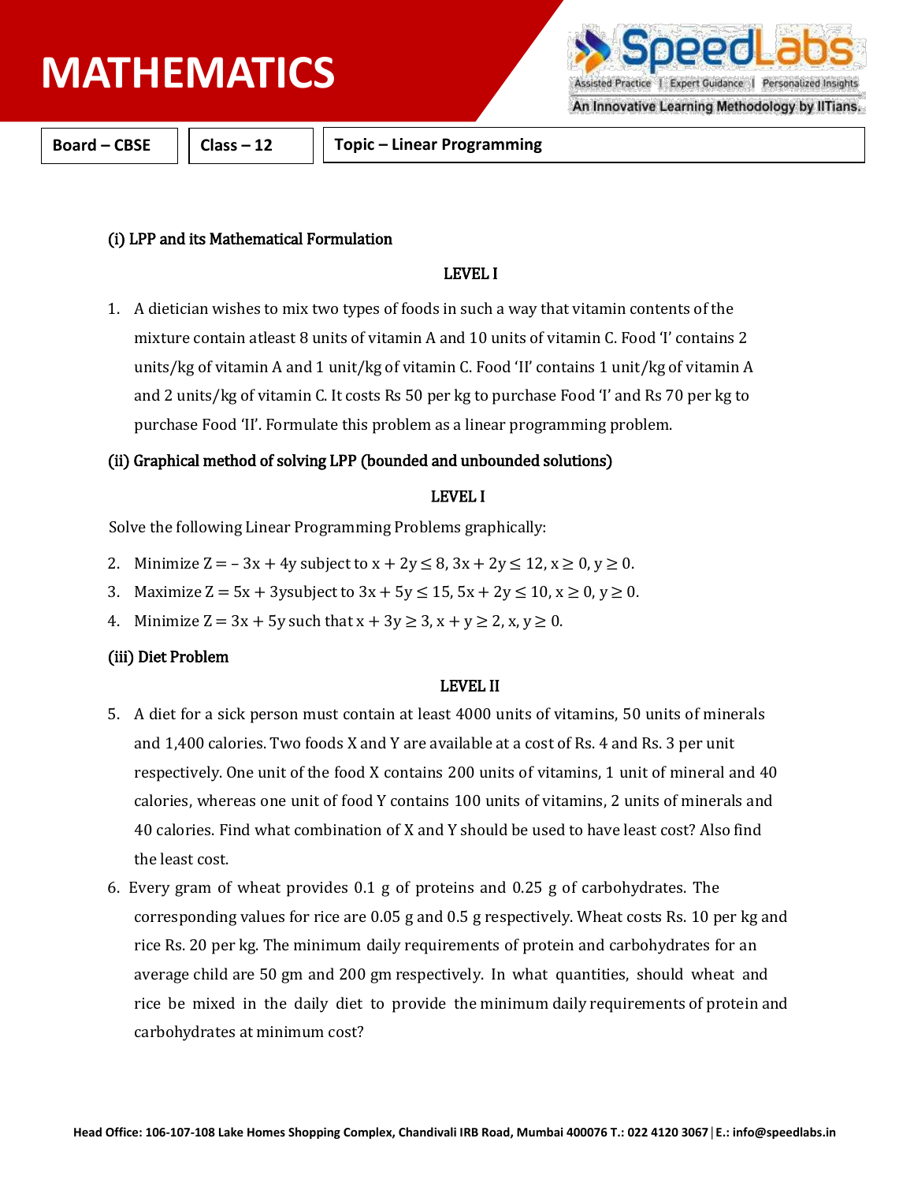# MATHEMATICS

| Board – CBSE | Class – 12 | Topic – Linear Programming |
|---|---|---|

### (i) LPP and its Mathematical Formulation

**LEVEL I**

1. A dietician wishes to mix two types of foods in such a way that vitamin contents of the mixture contain atleast 8 units of vitamin A and 10 units of vitamin C. Food 'I' contains 2 units/kg of vitamin A and 1 unit/kg of vitamin C. Food 'II' contains 1 unit/kg of vitamin A and 2 units/kg of vitamin C. It costs Rs 50 per kg to purchase Food 'I' and Rs 70 per kg to purchase Food 'II'. Formulate this problem as a linear programming problem.

### (ii) Graphical method of solving LPP (bounded and unbounded solutions)

**LEVEL I**

Solve the following Linear Programming Problems graphically:

2. Minimize $Z = -3x + 4y$ subject to $x + 2y \leq 8$, $3x + 2y \leq 12$, $x \geq 0$, $y \geq 0$.
3. Maximize $Z = 5x + 3y$ subject to $3x + 5y \leq 15$, $5x + 2y \leq 10$, $x \geq 0$, $y \geq 0$.
4. Minimize $Z = 3x + 5y$ such that $x + 3y \geq 3$, $x + y \geq 2$, $x, y \geq 0$.

### (iii) Diet Problem

**LEVEL II**

5. A diet for a sick person must contain at least 4000 units of vitamins, 50 units of minerals and 1,400 calories. Two foods X and Y are available at a cost of Rs. 4 and Rs. 3 per unit respectively. One unit of the food X contains 200 units of vitamins, 1 unit of mineral and 40 calories, whereas one unit of food Y contains 100 units of vitamins, 2 units of minerals and 40 calories. Find what combination of X and Y should be used to have least cost? Also find the least cost.
6. Every gram of wheat provides 0.1 g of proteins and 0.25 g of carbohydrates. The corresponding values for rice are 0.05 g and 0.5 g respectively. Wheat costs Rs. 10 per kg and rice Rs. 20 per kg. The minimum daily requirements of protein and carbohydrates for an average child are 50 gm and 200 gm respectively. In what quantities, should wheat and rice be mixed in the daily diet to provide the minimum daily requirements of protein and carbohydrates at minimum cost?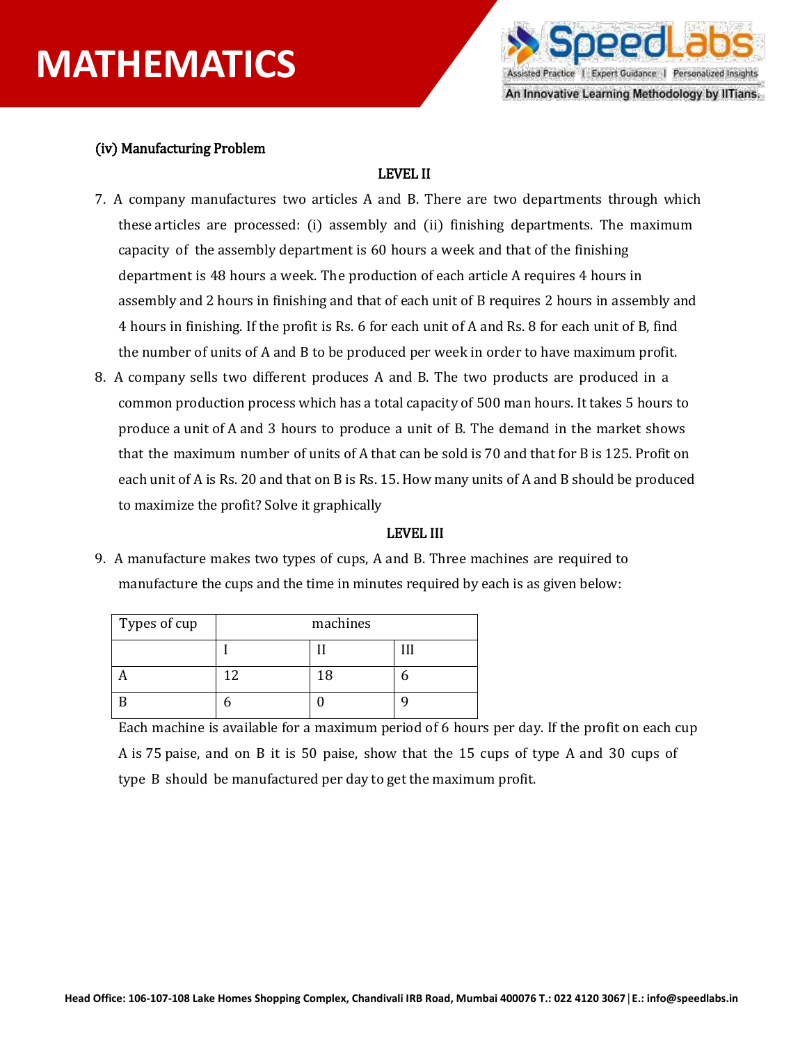### (iv) Manufacturing Problem

**LEVEL II**

7. A company manufactures two articles A and B. There are two departments through which these articles are processed: (i) assembly and (ii) finishing departments. The maximum capacity of the assembly department is 60 hours a week and that of the finishing department is 48 hours a week. The production of each article A requires 4 hours in assembly and 2 hours in finishing and that of each unit of B requires 2 hours in assembly and 4 hours in finishing. If the profit is Rs. 6 for each unit of A and Rs. 8 for each unit of B, find the number of units of A and B to be produced per week in order to have maximum profit.

8. A company sells two different produces A and B. The two products are produced in a common production process which has a total capacity of 500 man hours. It takes 5 hours to produce a unit of A and 3 hours to produce a unit of B. The demand in the market shows that the maximum number of units of A that can be sold is 70 and that for B is 125. Profit on each unit of A is Rs. 20 and that on B is Rs. 15. How many units of A and B should be produced to maximize the profit? Solve it graphically

**LEVEL III**

9. A manufacture makes two types of cups, A and B. Three machines are required to manufacture the cups and the time in minutes required by each is as given below:

| Types of cup | machines | | |
|---|---|---|---|
| | I | II | III |
| A | 12 | 18 | 6 |
| B | 6 | 0 | 9 |

Each machine is available for a maximum period of 6 hours per day. If the profit on each cup A is 75 paise, and on B it is 50 paise, show that the 15 cups of type A and 30 cups of type B should be manufactured per day to get the maximum profit.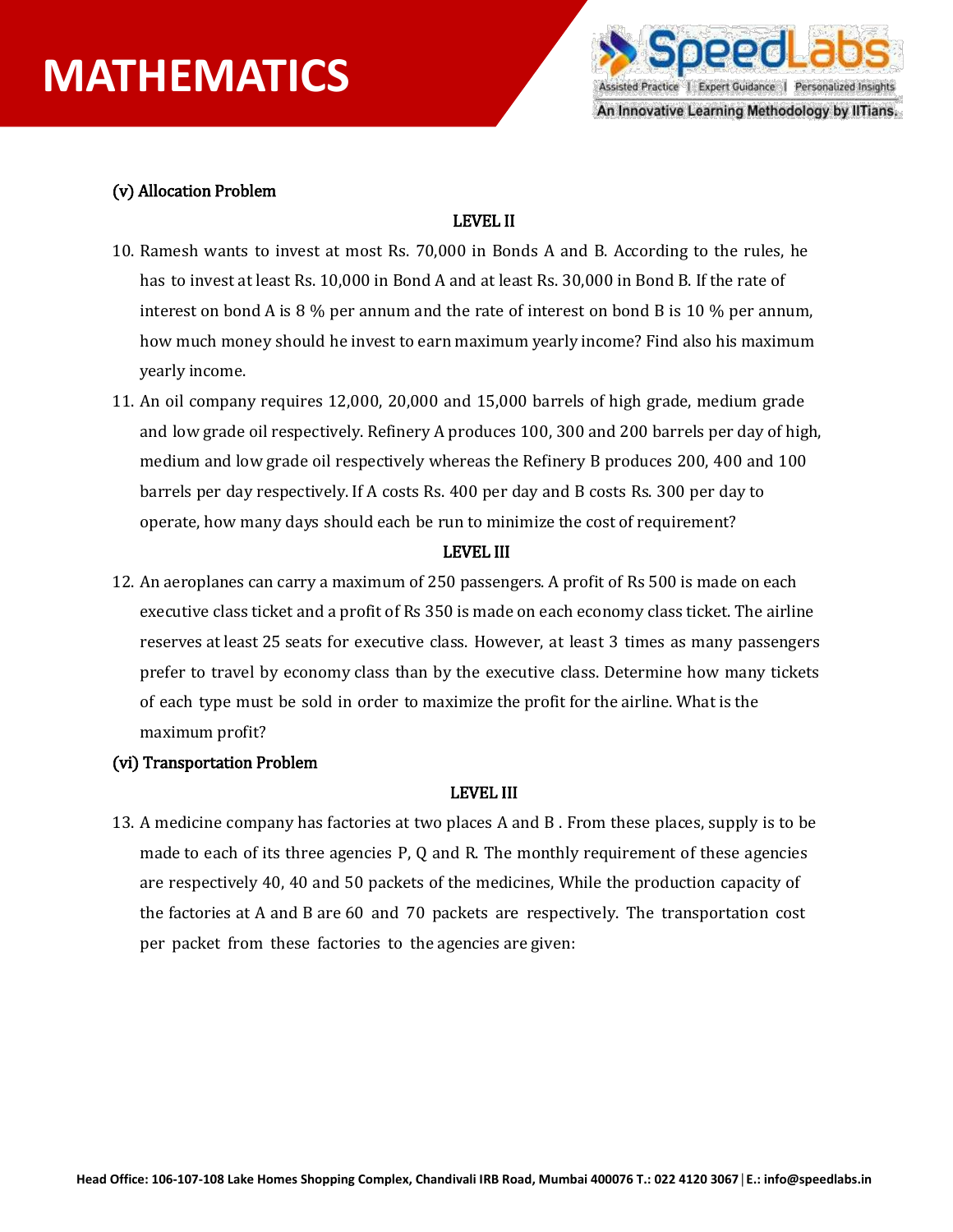### (v) Allocation Problem

**LEVEL II**

10. Ramesh wants to invest at most Rs. 70,000 in Bonds A and B. According to the rules, he has to invest at least Rs. 10,000 in Bond A and at least Rs. 30,000 in Bond B. If the rate of interest on bond A is 8 % per annum and the rate of interest on bond B is 10 % per annum, how much money should he invest to earn maximum yearly income? Find also his maximum yearly income.

11. An oil company requires 12,000, 20,000 and 15,000 barrels of high grade, medium grade and low grade oil respectively. Refinery A produces 100, 300 and 200 barrels per day of high, medium and low grade oil respectively whereas the Refinery B produces 200, 400 and 100 barrels per day respectively. If A costs Rs. 400 per day and B costs Rs. 300 per day to operate, how many days should each be run to minimize the cost of requirement?

**LEVEL III**

12. An aeroplanes can carry a maximum of 250 passengers. A profit of Rs 500 is made on each executive class ticket and a profit of Rs 350 is made on each economy class ticket. The airline reserves at least 25 seats for executive class. However, at least 3 times as many passengers prefer to travel by economy class than by the executive class. Determine how many tickets of each type must be sold in order to maximize the profit for the airline. What is the maximum profit?

### (vi) Transportation Problem

**LEVEL III**

13. A medicine company has factories at two places A and B . From these places, supply is to be made to each of its three agencies P, Q and R. The monthly requirement of these agencies are respectively 40, 40 and 50 packets of the medicines, While the production capacity of the factories at A and B are 60 and 70 packets are respectively. The transportation cost per packet from these factories to the agencies are given: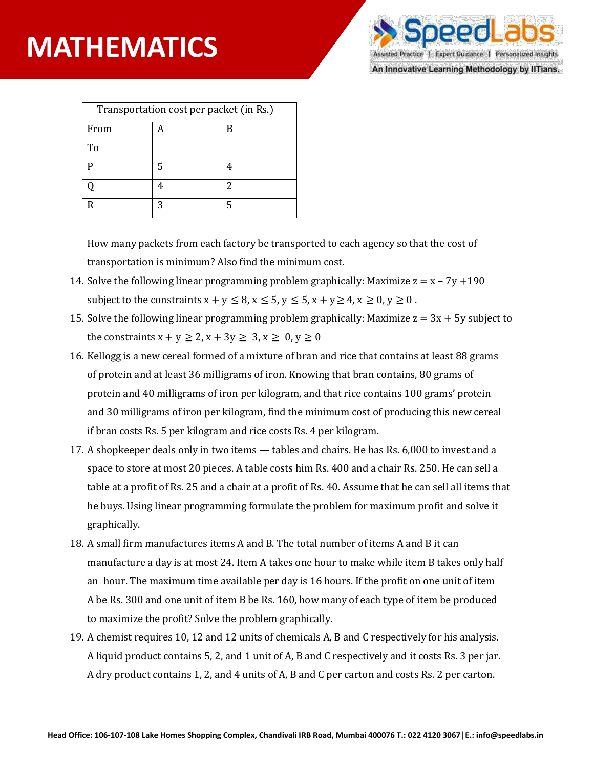| Transportation cost per packet (in Rs.) | | |
|---|---|---|
| From<br>To | A | B |
| P | 5 | 4 |
| Q | 4 | 2 |
| R | 3 | 5 |

How many packets from each factory be transported to each agency so that the cost of transportation is minimum? Also find the minimum cost.

14. Solve the following linear programming problem graphically: Maximize $z = x - 7y + 190$ subject to the constraints $x + y \leq 8, x \leq 5, y \leq 5, x + y \geq 4, x \geq 0, y \geq 0$.
15. Solve the following linear programming problem graphically: Maximize $z = 3x + 5y$ subject to the constraints $x + y \geq 2, x + 3y \geq 3, x \geq 0, y \geq 0$
16. Kellogg is a new cereal formed of a mixture of bran and rice that contains at least 88 grams of protein and at least 36 milligrams of iron. Knowing that bran contains, 80 grams of protein and 40 milligrams of iron per kilogram, and that rice contains 100 grams' protein and 30 milligrams of iron per kilogram, find the minimum cost of producing this new cereal if bran costs Rs. 5 per kilogram and rice costs Rs. 4 per kilogram.
17. A shopkeeper deals only in two items — tables and chairs. He has Rs. 6,000 to invest and a space to store at most 20 pieces. A table costs him Rs. 400 and a chair Rs. 250. He can sell a table at a profit of Rs. 25 and a chair at a profit of Rs. 40. Assume that he can sell all items that he buys. Using linear programming formulate the problem for maximum profit and solve it graphically.
18. A small firm manufactures items A and B. The total number of items A and B it can manufacture a day is at most 24. Item A takes one hour to make while item B takes only half an hour. The maximum time available per day is 16 hours. If the profit on one unit of item A be Rs. 300 and one unit of item B be Rs. 160, how many of each type of item be produced to maximize the profit? Solve the problem graphically.
19. A chemist requires 10, 12 and 12 units of chemicals A, B and C respectively for his analysis. A liquid product contains 5, 2, and 1 unit of A, B and C respectively and it costs Rs. 3 per jar. A dry product contains 1, 2, and 4 units of A, B and C per carton and costs Rs. 2 per carton.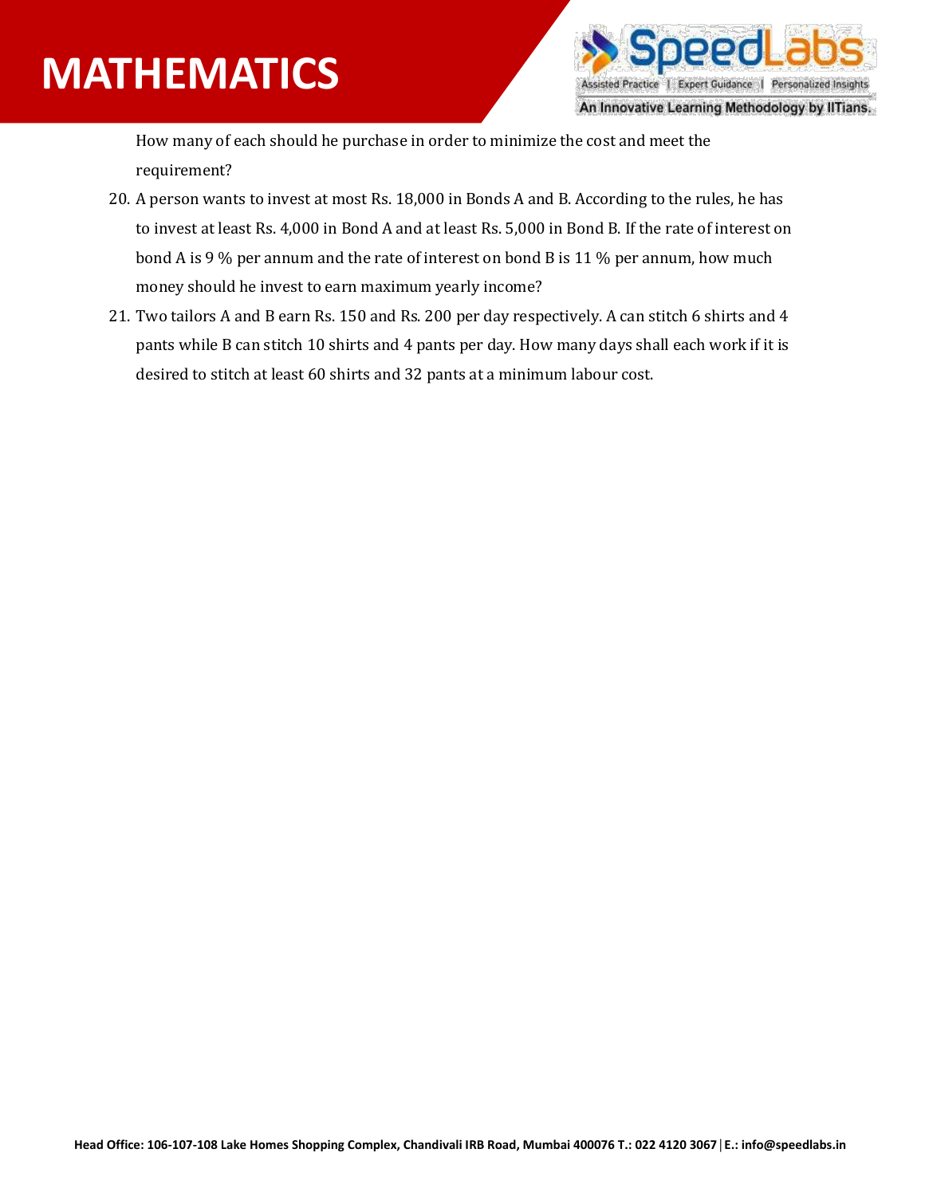How many of each should he purchase in order to minimize the cost and meet the requirement?

20. A person wants to invest at most Rs. 18,000 in Bonds A and B. According to the rules, he has to invest at least Rs. 4,000 in Bond A and at least Rs. 5,000 in Bond B. If the rate of interest on bond A is 9 % per annum and the rate of interest on bond B is 11 % per annum, how much money should he invest to earn maximum yearly income?
21. Two tailors A and B earn Rs. 150 and Rs. 200 per day respectively. A can stitch 6 shirts and 4 pants while B can stitch 10 shirts and 4 pants per day. How many days shall each work if it is desired to stitch at least 60 shirts and 32 pants at a minimum labour cost.